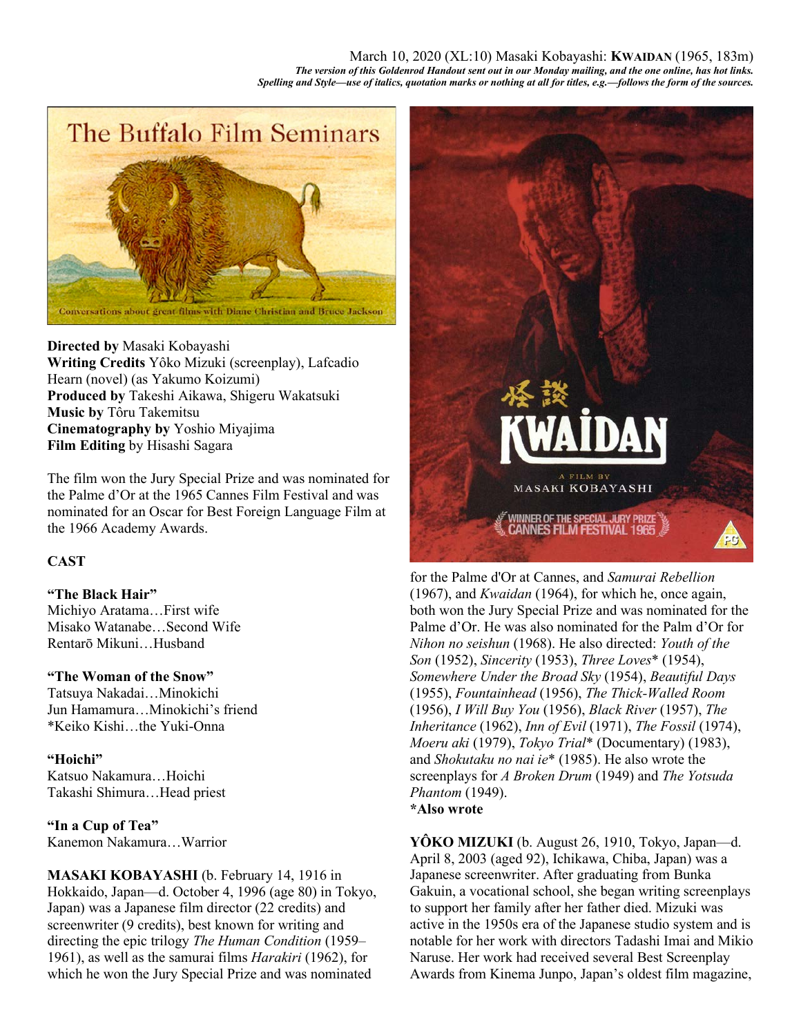March 10, 2020 (XL:10) Masaki Kobayashi: **KWAIDAN** (1965, 183m)

***The version of this Goldenrod Handout sent out in our Monday mailing, and the one online, has hot links. Spelling and Style—use of italics, quotation marks or nothing at all for titles, e.g.—follows the form of the sources.***

**Directed by** Masaki Kobayashi
**Writing Credits** Yôko Mizuki (screenplay), Lafcadio Hearn (novel) (as Yakumo Koizumi)
**Produced by** Takeshi Aikawa, Shigeru Wakatsuki
**Music by** Tôru Takemitsu
**Cinematography by** Yoshio Miyajima
**Film Editing** by Hisashi Sagara

The film won the Jury Special Prize and was nominated for the Palme d'Or at the 1965 Cannes Film Festival and was nominated for an Oscar for Best Foreign Language Film at the 1966 Academy Awards.

**CAST**

**"The Black Hair"**
Michiyo Aratama…First wife
Misako Watanabe…Second Wife
Rentarō Mikuni…Husband

**"The Woman of the Snow"**
Tatsuya Nakadai…Minokichi
Jun Hamamura…Minokichi's friend
*Keiko Kishi…the Yuki-Onna

**"Hoichi"**
Katsuo Nakamura…Hoichi
Takashi Shimura…Head priest

**"In a Cup of Tea"**
Kanemon Nakamura…Warrior

**MASAKI KOBAYASHI** (b. February 14, 1916 in Hokkaido, Japan—d. October 4, 1996 (age 80) in Tokyo, Japan) was a Japanese film director (22 credits) and screenwriter (9 credits), best known for writing and directing the epic trilogy *The Human Condition* (1959–1961), as well as the samurai films *Harakiri* (1962), for which he won the Jury Special Prize and was nominated for the Palme d'Or at Cannes, and *Samurai Rebellion* (1967), and *Kwaidan* (1964), for which he, once again, both won the Jury Special Prize and was nominated for the Palme d'Or. He was also nominated for the Palm d'Or for *Nihon no seishun* (1968). He also directed: *Youth of the Son* (1952), *Sincerity* (1953), *Three Loves** (1954), *Somewhere Under the Broad Sky* (1954), *Beautiful Days* (1955), *Fountainhead* (1956), *The Thick-Walled Room* (1956), *I Will Buy You* (1956), *Black River* (1957), *The Inheritance* (1962), *Inn of Evil* (1971), *The Fossil* (1974), *Moeru aki* (1979), *Tokyo Trial** (Documentary) (1983), and *Shokutaku no nai ie** (1985). He also wrote the screenplays for *A Broken Drum* (1949) and *The Yotsuda Phantom* (1949).
***Also wrote**

**YÔKO MIZUKI** (b. August 26, 1910, Tokyo, Japan—d. April 8, 2003 (aged 92), Ichikawa, Chiba, Japan) was a Japanese screenwriter. After graduating from Bunka Gakuin, a vocational school, she began writing screenplays to support her family after her father died. Mizuki was active in the 1950s era of the Japanese studio system and is notable for her work with directors Tadashi Imai and Mikio Naruse. Her work had received several Best Screenplay Awards from Kinema Junpo, Japan's oldest film magazine,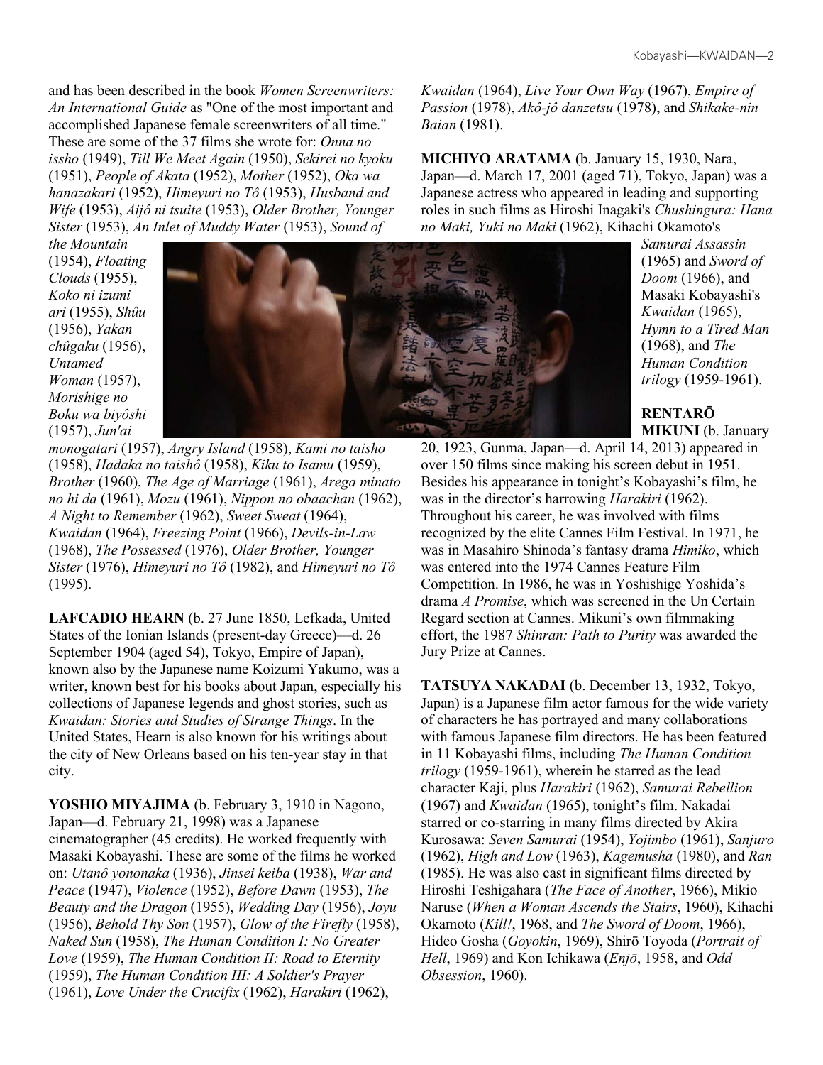and has been described in the book *Women Screenwriters: An International Guide* as "One of the most important and accomplished Japanese female screenwriters of all time." These are some of the 37 films she wrote for: *Onna no issho* (1949), *Till We Meet Again* (1950), *Sekirei no kyoku* (1951), *People of Akata* (1952), *Mother* (1952), *Oka wa hanazakari* (1952), *Himeyuri no Tô* (1953), *Husband and Wife* (1953), *Aijô ni tsuite* (1953), *Older Brother, Younger Sister* (1953), *An Inlet of Muddy Water* (1953), *Sound of the Mountain* (1954), *Floating Clouds* (1955), *Koko ni izumi ari* (1955), *Shûu* (1956), *Yakan chûgaku* (1956), *Untamed Woman* (1957), *Morishige no Boku wa biyôshi* (1957), *Jun'ai monogatari* (1957), *Angry Island* (1958), *Kami no taisho* (1958), *Hadaka no taishô* (1958), *Kiku to Isamu* (1959), *Brother* (1960), *The Age of Marriage* (1961), *Arega minato no hi da* (1961), *Mozu* (1961), *Nippon no obaachan* (1962), *A Night to Remember* (1962), *Sweet Sweat* (1964), *Kwaidan* (1964), *Freezing Point* (1966), *Devils-in-Law* (1968), *The Possessed* (1976), *Older Brother, Younger Sister* (1976), *Himeyuri no Tô* (1982), and *Himeyuri no Tô* (1995).

**LAFCADIO HEARN** (b. 27 June 1850, Lefkada, United States of the Ionian Islands (present-day Greece)—d. 26 September 1904 (aged 54), Tokyo, Empire of Japan), known also by the Japanese name Koizumi Yakumo, was a writer, known best for his books about Japan, especially his collections of Japanese legends and ghost stories, such as *Kwaidan: Stories and Studies of Strange Things*. In the United States, Hearn is also known for his writings about the city of New Orleans based on his ten-year stay in that city.

**YOSHIO MIYAJIMA** (b. February 3, 1910 in Nagono, Japan—d. February 21, 1998) was a Japanese cinematographer (45 credits). He worked frequently with Masaki Kobayashi. These are some of the films he worked on: *Utanô yononaka* (1936), *Jinsei keiba* (1938), *War and Peace* (1947), *Violence* (1952), *Before Dawn* (1953), *The Beauty and the Dragon* (1955), *Wedding Day* (1956), *Joyu* (1956), *Behold Thy Son* (1957), *Glow of the Firefly* (1958), *Naked Sun* (1958), *The Human Condition I: No Greater Love* (1959), *The Human Condition II: Road to Eternity* (1959), *The Human Condition III: A Soldier's Prayer* (1961), *Love Under the Crucifix* (1962), *Harakiri* (1962), *Kwaidan* (1964), *Live Your Own Way* (1967), *Empire of Passion* (1978), *Akô-jô danzetsu* (1978), and *Shikake-nin Baian* (1981).

**MICHIYO ARATAMA** (b. January 15, 1930, Nara, Japan—d. March 17, 2001 (aged 71), Tokyo, Japan) was a Japanese actress who appeared in leading and supporting roles in such films as Hiroshi Inagaki's *Chushingura: Hana no Maki, Yuki no Maki* (1962), Kihachi Okamoto's *Samurai Assassin* (1965) and *Sword of Doom* (1966), and Masaki Kobayashi's *Kwaidan* (1965), *Hymn to a Tired Man* (1968), and *The Human Condition trilogy* (1959-1961).

**RENTARŌ MIKUNI** (b. January 20, 1923, Gunma, Japan—d. April 14, 2013) appeared in over 150 films since making his screen debut in 1951. Besides his appearance in tonight's Kobayashi's film, he was in the director's harrowing *Harakiri* (1962). Throughout his career, he was involved with films recognized by the elite Cannes Film Festival. In 1971, he was in Masahiro Shinoda's fantasy drama *Himiko*, which was entered into the 1974 Cannes Feature Film Competition. In 1986, he was in Yoshishige Yoshida's drama *A Promise*, which was screened in the Un Certain Regard section at Cannes. Mikuni's own filmmaking effort, the 1987 *Shinran: Path to Purity* was awarded the Jury Prize at Cannes.

**TATSUYA NAKADAI** (b. December 13, 1932, Tokyo, Japan) is a Japanese film actor famous for the wide variety of characters he has portrayed and many collaborations with famous Japanese film directors. He has been featured in 11 Kobayashi films, including *The Human Condition trilogy* (1959-1961), wherein he starred as the lead character Kaji, plus *Harakiri* (1962), *Samurai Rebellion* (1967) and *Kwaidan* (1965), tonight's film. Nakadai starred or co-starring in many films directed by Akira Kurosawa: *Seven Samurai* (1954), *Yojimbo* (1961), *Sanjuro* (1962), *High and Low* (1963), *Kagemusha* (1980), and *Ran* (1985). He was also cast in significant films directed by Hiroshi Teshigahara (*The Face of Another*, 1966), Mikio Naruse (*When a Woman Ascends the Stairs*, 1960), Kihachi Okamoto (*Kill!*, 1968, and *The Sword of Doom*, 1966), Hideo Gosha (*Goyokin*, 1969), Shirō Toyoda (*Portrait of Hell*, 1969) and Kon Ichikawa (*Enjō*, 1958, and *Odd Obsession*, 1960).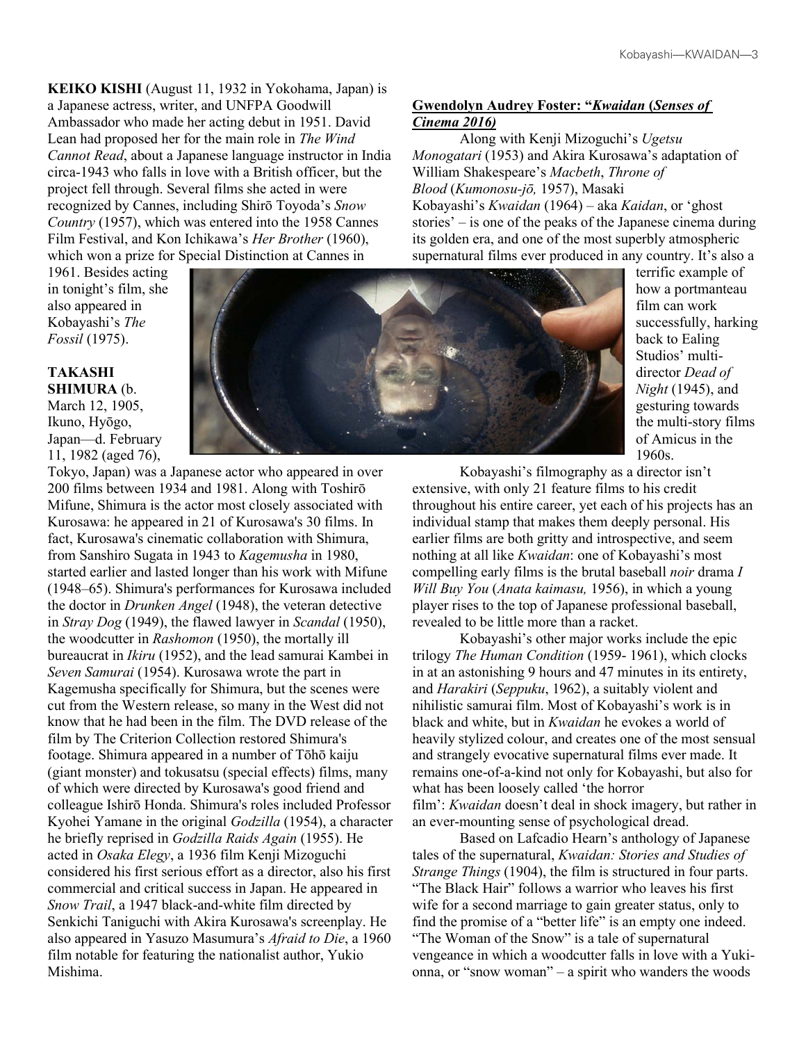**KEIKO KISHI** (August 11, 1932 in Yokohama, Japan) is a Japanese actress, writer, and UNFPA Goodwill Ambassador who made her acting debut in 1951. David Lean had proposed her for the main role in *The Wind Cannot Read*, about a Japanese language instructor in India circa-1943 who falls in love with a British officer, but the project fell through. Several films she acted in were recognized by Cannes, including Shirō Toyoda's *Snow Country* (1957), which was entered into the 1958 Cannes Film Festival, and Kon Ichikawa's *Her Brother* (1960), which won a prize for Special Distinction at Cannes in 1961. Besides acting in tonight's film, she also appeared in Kobayashi's *The Fossil* (1975).

**TAKASHI SHIMURA** (b. March 12, 1905, Ikuno, Hyōgo, Japan—d. February 11, 1982 (aged 76), Tokyo, Japan) was a Japanese actor who appeared in over 200 films between 1934 and 1981. Along with Toshirō Mifune, Shimura is the actor most closely associated with Kurosawa: he appeared in 21 of Kurosawa's 30 films. In fact, Kurosawa's cinematic collaboration with Shimura, from Sanshiro Sugata in 1943 to *Kagemusha* in 1980, started earlier and lasted longer than his work with Mifune (1948–65). Shimura's performances for Kurosawa included the doctor in *Drunken Angel* (1948), the veteran detective in *Stray Dog* (1949), the flawed lawyer in *Scandal* (1950), the woodcutter in *Rashomon* (1950), the mortally ill bureaucrat in *Ikiru* (1952), and the lead samurai Kambei in *Seven Samurai* (1954). Kurosawa wrote the part in Kagemusha specifically for Shimura, but the scenes were cut from the Western release, so many in the West did not know that he had been in the film. The DVD release of the film by The Criterion Collection restored Shimura's footage. Shimura appeared in a number of Tōhō kaiju (giant monster) and tokusatsu (special effects) films, many of which were directed by Kurosawa's good friend and colleague Ishirō Honda. Shimura's roles included Professor Kyohei Yamane in the original *Godzilla* (1954), a character he briefly reprised in *Godzilla Raids Again* (1955). He acted in *Osaka Elegy*, a 1936 film Kenji Mizoguchi considered his first serious effort as a director, also his first commercial and critical success in Japan. He appeared in *Snow Trail*, a 1947 black-and-white film directed by Senkichi Taniguchi with Akira Kurosawa's screenplay. He also appeared in Yasuzo Masumura's *Afraid to Die*, a 1960 film notable for featuring the nationalist author, Yukio Mishima.

**Gwendolyn Audrey Foster: "*Kwaidan* (*Senses of Cinema 2016)***

Along with Kenji Mizoguchi's *Ugetsu Monogatari* (1953) and Akira Kurosawa's adaptation of William Shakespeare's *Macbeth*, *Throne of Blood* (*Kumonosu-jō,* 1957), Masaki Kobayashi's *Kwaidan* (1964) – aka *Kaidan*, or 'ghost stories' – is one of the peaks of the Japanese cinema during its golden era, and one of the most superbly atmospheric supernatural films ever produced in any country. It's also a terrific example of how a portmanteau film can work successfully, harking back to Ealing Studios' multi-director *Dead of Night* (1945), and gesturing towards the multi-story films of Amicus in the 1960s.

Kobayashi's filmography as a director isn't extensive, with only 21 feature films to his credit throughout his entire career, yet each of his projects has an individual stamp that makes them deeply personal. His earlier films are both gritty and introspective, and seem nothing at all like *Kwaidan*: one of Kobayashi's most compelling early films is the brutal baseball *noir* drama *I Will Buy You* (*Anata kaimasu,* 1956), in which a young player rises to the top of Japanese professional baseball, revealed to be little more than a racket.

Kobayashi's other major works include the epic trilogy *The Human Condition* (1959- 1961), which clocks in at an astonishing 9 hours and 47 minutes in its entirety, and *Harakiri* (*Seppuku*, 1962), a suitably violent and nihilistic samurai film. Most of Kobayashi's work is in black and white, but in *Kwaidan* he evokes a world of heavily stylized colour, and creates one of the most sensual and strangely evocative supernatural films ever made. It remains one-of-a-kind not only for Kobayashi, but also for what has been loosely called 'the horror film': *Kwaidan* doesn't deal in shock imagery, but rather in an ever-mounting sense of psychological dread.

Based on Lafcadio Hearn's anthology of Japanese tales of the supernatural, *Kwaidan: Stories and Studies of Strange Things* (1904), the film is structured in four parts. "The Black Hair" follows a warrior who leaves his first wife for a second marriage to gain greater status, only to find the promise of a "better life" is an empty one indeed. "The Woman of the Snow" is a tale of supernatural vengeance in which a woodcutter falls in love with a Yuki-onna, or "snow woman" – a spirit who wanders the woods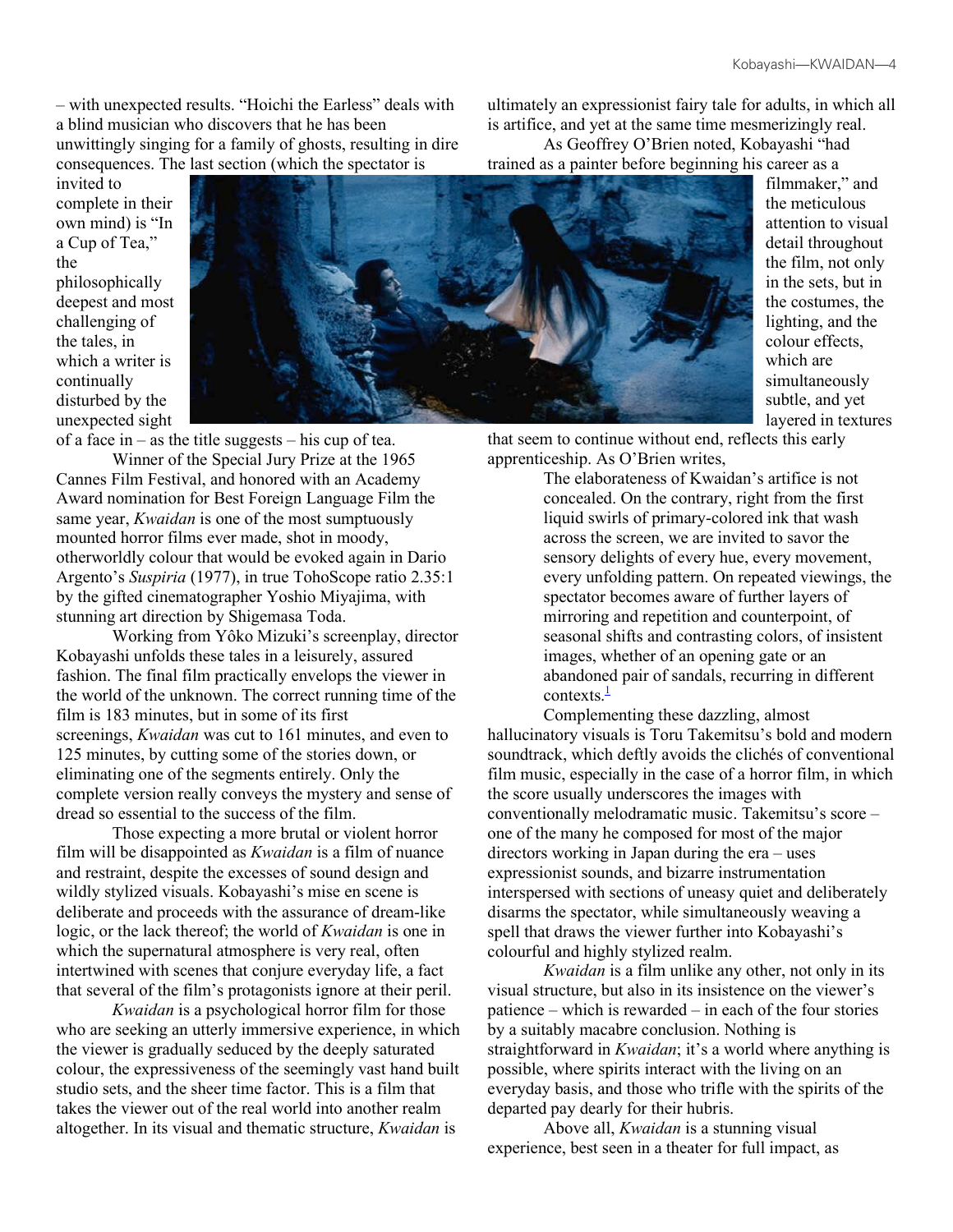– with unexpected results. "Hoichi the Earless" deals with a blind musician who discovers that he has been unwittingly singing for a family of ghosts, resulting in dire consequences. The last section (which the spectator is invited to complete in their own mind) is "In a Cup of Tea," the philosophically deepest and most challenging of the tales, in which a writer is continually disturbed by the unexpected sight of a face in – as the title suggests – his cup of tea.

Winner of the Special Jury Prize at the 1965 Cannes Film Festival, and honored with an Academy Award nomination for Best Foreign Language Film the same year, *Kwaidan* is one of the most sumptuously mounted horror films ever made, shot in moody, otherworldly colour that would be evoked again in Dario Argento's *Suspiria* (1977), in true TohoScope ratio 2.35:1 by the gifted cinematographer Yoshio Miyajima, with stunning art direction by Shigemasa Toda.

Working from Yôko Mizuki's screenplay, director Kobayashi unfolds these tales in a leisurely, assured fashion. The final film practically envelops the viewer in the world of the unknown. The correct running time of the film is 183 minutes, but in some of its first screenings, *Kwaidan* was cut to 161 minutes, and even to 125 minutes, by cutting some of the stories down, or eliminating one of the segments entirely. Only the complete version really conveys the mystery and sense of dread so essential to the success of the film.

Those expecting a more brutal or violent horror film will be disappointed as *Kwaidan* is a film of nuance and restraint, despite the excesses of sound design and wildly stylized visuals. Kobayashi's mise en scene is deliberate and proceeds with the assurance of dream-like logic, or the lack thereof; the world of *Kwaidan* is one in which the supernatural atmosphere is very real, often intertwined with scenes that conjure everyday life, a fact that several of the film's protagonists ignore at their peril.

*Kwaidan* is a psychological horror film for those who are seeking an utterly immersive experience, in which the viewer is gradually seduced by the deeply saturated colour, the expressiveness of the seemingly vast hand built studio sets, and the sheer time factor. This is a film that takes the viewer out of the real world into another realm altogether. In its visual and thematic structure, *Kwaidan* is ultimately an expressionist fairy tale for adults, in which all is artifice, and yet at the same time mesmerizingly real.

As Geoffrey O'Brien noted, Kobayashi "had trained as a painter before beginning his career as a filmmaker," and the meticulous attention to visual detail throughout the film, not only in the sets, but in the costumes, the lighting, and the colour effects, which are simultaneously subtle, and yet layered in textures that seem to continue without end, reflects this early apprenticeship. As O'Brien writes,

> The elaborateness of Kwaidan's artifice is not concealed. On the contrary, right from the first liquid swirls of primary-colored ink that wash across the screen, we are invited to savor the sensory delights of every hue, every movement, every unfolding pattern. On repeated viewings, the spectator becomes aware of further layers of mirroring and repetition and counterpoint, of seasonal shifts and contrasting colors, of insistent images, whether of an opening gate or an abandoned pair of sandals, recurring in different contexts.[1]

Complementing these dazzling, almost hallucinatory visuals is Toru Takemitsu's bold and modern soundtrack, which deftly avoids the clichés of conventional film music, especially in the case of a horror film, in which the score usually underscores the images with conventionally melodramatic music. Takemitsu's score – one of the many he composed for most of the major directors working in Japan during the era – uses expressionist sounds, and bizarre instrumentation interspersed with sections of uneasy quiet and deliberately disarms the spectator, while simultaneously weaving a spell that draws the viewer further into Kobayashi's colourful and highly stylized realm.

*Kwaidan* is a film unlike any other, not only in its visual structure, but also in its insistence on the viewer's patience – which is rewarded – in each of the four stories by a suitably macabre conclusion. Nothing is straightforward in *Kwaidan*; it's a world where anything is possible, where spirits interact with the living on an everyday basis, and those who trifle with the spirits of the departed pay dearly for their hubris.

Above all, *Kwaidan* is a stunning visual experience, best seen in a theater for full impact, as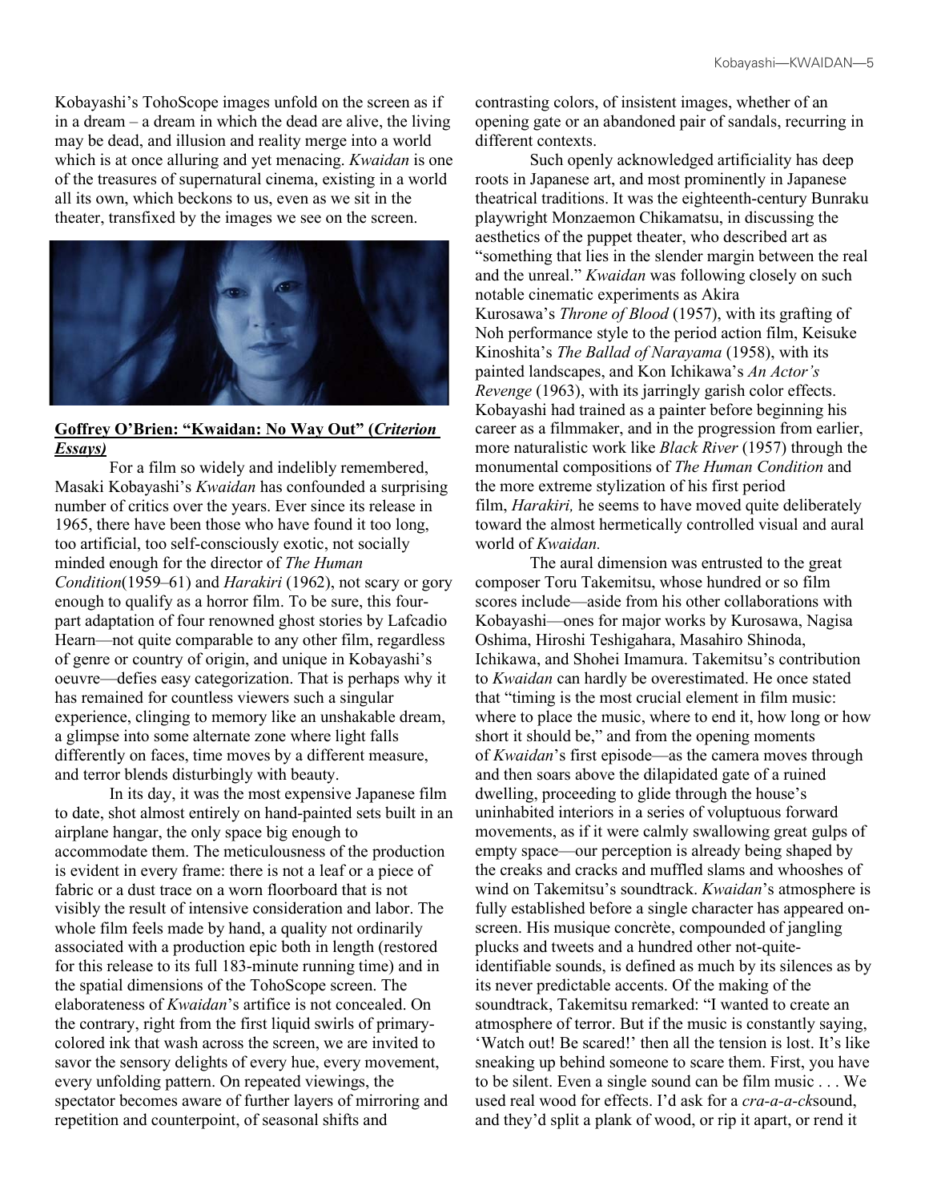Kobayashi's TohoScope images unfold on the screen as if in a dream – a dream in which the dead are alive, the living may be dead, and illusion and reality merge into a world which is at once alluring and yet menacing. *Kwaidan* is one of the treasures of supernatural cinema, existing in a world all its own, which beckons to us, even as we sit in the theater, transfixed by the images we see on the screen.

**Goffrey O'Brien: "Kwaidan: No Way Out" (*Criterion Essays*)**

For a film so widely and indelibly remembered, Masaki Kobayashi's *Kwaidan* has confounded a surprising number of critics over the years. Ever since its release in 1965, there have been those who have found it too long, too artificial, too self-consciously exotic, not socially minded enough for the director of *The Human Condition*(1959–61) and *Harakiri* (1962), not scary or gory enough to qualify as a horror film. To be sure, this four-part adaptation of four renowned ghost stories by Lafcadio Hearn—not quite comparable to any other film, regardless of genre or country of origin, and unique in Kobayashi's oeuvre—defies easy categorization. That is perhaps why it has remained for countless viewers such a singular experience, clinging to memory like an unshakable dream, a glimpse into some alternate zone where light falls differently on faces, time moves by a different measure, and terror blends disturbingly with beauty.

In its day, it was the most expensive Japanese film to date, shot almost entirely on hand-painted sets built in an airplane hangar, the only space big enough to accommodate them. The meticulousness of the production is evident in every frame: there is not a leaf or a piece of fabric or a dust trace on a worn floorboard that is not visibly the result of intensive consideration and labor. The whole film feels made by hand, a quality not ordinarily associated with a production epic both in length (restored for this release to its full 183-minute running time) and in the spatial dimensions of the TohoScope screen. The elaborateness of *Kwaidan*'s artifice is not concealed. On the contrary, right from the first liquid swirls of primary-colored ink that wash across the screen, we are invited to savor the sensory delights of every hue, every movement, every unfolding pattern. On repeated viewings, the spectator becomes aware of further layers of mirroring and repetition and counterpoint, of seasonal shifts and contrasting colors, of insistent images, whether of an opening gate or an abandoned pair of sandals, recurring in different contexts.

Such openly acknowledged artificiality has deep roots in Japanese art, and most prominently in Japanese theatrical traditions. It was the eighteenth-century Bunraku playwright Monzaemon Chikamatsu, in discussing the aesthetics of the puppet theater, who described art as "something that lies in the slender margin between the real and the unreal." *Kwaidan* was following closely on such notable cinematic experiments as Akira Kurosawa's *Throne of Blood* (1957), with its grafting of Noh performance style to the period action film, Keisuke Kinoshita's *The Ballad of Narayama* (1958), with its painted landscapes, and Kon Ichikawa's *An Actor's Revenge* (1963), with its jarringly garish color effects. Kobayashi had trained as a painter before beginning his career as a filmmaker, and in the progression from earlier, more naturalistic work like *Black River* (1957) through the monumental compositions of *The Human Condition* and the more extreme stylization of his first period film, *Harakiri,* he seems to have moved quite deliberately toward the almost hermetically controlled visual and aural world of *Kwaidan.*

The aural dimension was entrusted to the great composer Toru Takemitsu, whose hundred or so film scores include—aside from his other collaborations with Kobayashi—ones for major works by Kurosawa, Nagisa Oshima, Hiroshi Teshigahara, Masahiro Shinoda, Ichikawa, and Shohei Imamura. Takemitsu's contribution to *Kwaidan* can hardly be overestimated. He once stated that "timing is the most crucial element in film music: where to place the music, where to end it, how long or how short it should be," and from the opening moments of *Kwaidan*'s first episode—as the camera moves through and then soars above the dilapidated gate of a ruined dwelling, proceeding to glide through the house's uninhabited interiors in a series of voluptuous forward movements, as if it were calmly swallowing great gulps of empty space—our perception is already being shaped by the creaks and cracks and muffled slams and whooshes of wind on Takemitsu's soundtrack. *Kwaidan*'s atmosphere is fully established before a single character has appeared on-screen. His musique concrète, compounded of jangling plucks and tweets and a hundred other not-quite-identifiable sounds, is defined as much by its silences as by its never predictable accents. Of the making of the soundtrack, Takemitsu remarked: "I wanted to create an atmosphere of terror. But if the music is constantly saying, 'Watch out! Be scared!' then all the tension is lost. It's like sneaking up behind someone to scare them. First, you have to be silent. Even a single sound can be film music . . . We used real wood for effects. I'd ask for a *cra-a-a-ck*sound, and they'd split a plank of wood, or rip it apart, or rend it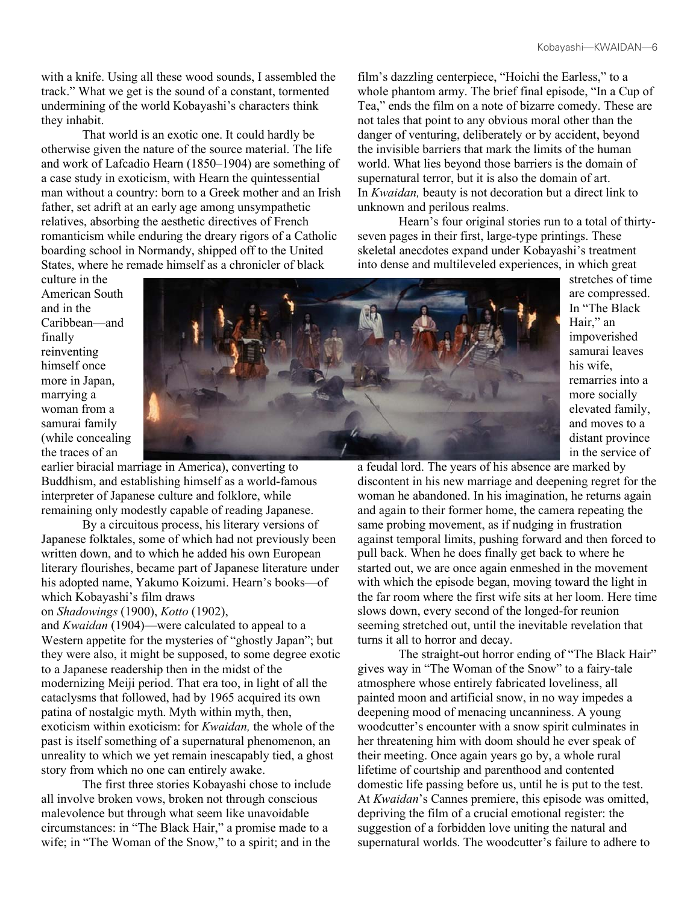with a knife. Using all these wood sounds, I assembled the track." What we get is the sound of a constant, tormented undermining of the world Kobayashi's characters think they inhabit.

That world is an exotic one. It could hardly be otherwise given the nature of the source material. The life and work of Lafcadio Hearn (1850–1904) are something of a case study in exoticism, with Hearn the quintessential man without a country: born to a Greek mother and an Irish father, set adrift at an early age among unsympathetic relatives, absorbing the aesthetic directives of French romanticism while enduring the dreary rigors of a Catholic boarding school in Normandy, shipped off to the United States, where he remade himself as a chronicler of black culture in the American South and in the Caribbean—and finally reinventing himself once more in Japan, marrying a woman from a samurai family (while concealing the traces of an earlier biracial marriage in America), converting to Buddhism, and establishing himself as a world-famous interpreter of Japanese culture and folklore, while remaining only modestly capable of reading Japanese.

By a circuitous process, his literary versions of Japanese folktales, some of which had not previously been written down, and to which he added his own European literary flourishes, became part of Japanese literature under his adopted name, Yakumo Koizumi. Hearn's books—of which Kobayashi's film draws on *Shadowings* (1900), *Kotto* (1902), and *Kwaidan* (1904)—were calculated to appeal to a Western appetite for the mysteries of "ghostly Japan"; but they were also, it might be supposed, to some degree exotic to a Japanese readership then in the midst of the modernizing Meiji period. That era too, in light of all the cataclysms that followed, had by 1965 acquired its own patina of nostalgic myth. Myth within myth, then, exoticism within exoticism: for *Kwaidan,* the whole of the past is itself something of a supernatural phenomenon, an unreality to which we yet remain inescapably tied, a ghost story from which no one can entirely awake.

The first three stories Kobayashi chose to include all involve broken vows, broken not through conscious malevolence but through what seem like unavoidable circumstances: in "The Black Hair," a promise made to a wife; in "The Woman of the Snow," to a spirit; and in the film's dazzling centerpiece, "Hoichi the Earless," to a whole phantom army. The brief final episode, "In a Cup of Tea," ends the film on a note of bizarre comedy. These are not tales that point to any obvious moral other than the danger of venturing, deliberately or by accident, beyond the invisible barriers that mark the limits of the human world. What lies beyond those barriers is the domain of supernatural terror, but it is also the domain of art. In *Kwaidan,* beauty is not decoration but a direct link to unknown and perilous realms.

Hearn's four original stories run to a total of thirty-seven pages in their first, large-type printings. These skeletal anecdotes expand under Kobayashi's treatment into dense and multileveled experiences, in which great stretches of time are compressed. In "The Black Hair," an impoverished samurai leaves his wife, remarries into a more socially elevated family, and moves to a distant province in the service of a feudal lord. The years of his absence are marked by discontent in his new marriage and deepening regret for the woman he abandoned. In his imagination, he returns again and again to their former home, the camera repeating the same probing movement, as if nudging in frustration against temporal limits, pushing forward and then forced to pull back. When he does finally get back to where he started out, we are once again enmeshed in the movement with which the episode began, moving toward the light in the far room where the first wife sits at her loom. Here time slows down, every second of the longed-for reunion seeming stretched out, until the inevitable revelation that turns it all to horror and decay.

The straight-out horror ending of "The Black Hair" gives way in "The Woman of the Snow" to a fairy-tale atmosphere whose entirely fabricated loveliness, all painted moon and artificial snow, in no way impedes a deepening mood of menacing uncanniness. A young woodcutter's encounter with a snow spirit culminates in her threatening him with doom should he ever speak of their meeting. Once again years go by, a whole rural lifetime of courtship and parenthood and contented domestic life passing before us, until he is put to the test. At *Kwaidan*'s Cannes premiere, this episode was omitted, depriving the film of a crucial emotional register: the suggestion of a forbidden love uniting the natural and supernatural worlds. The woodcutter's failure to adhere to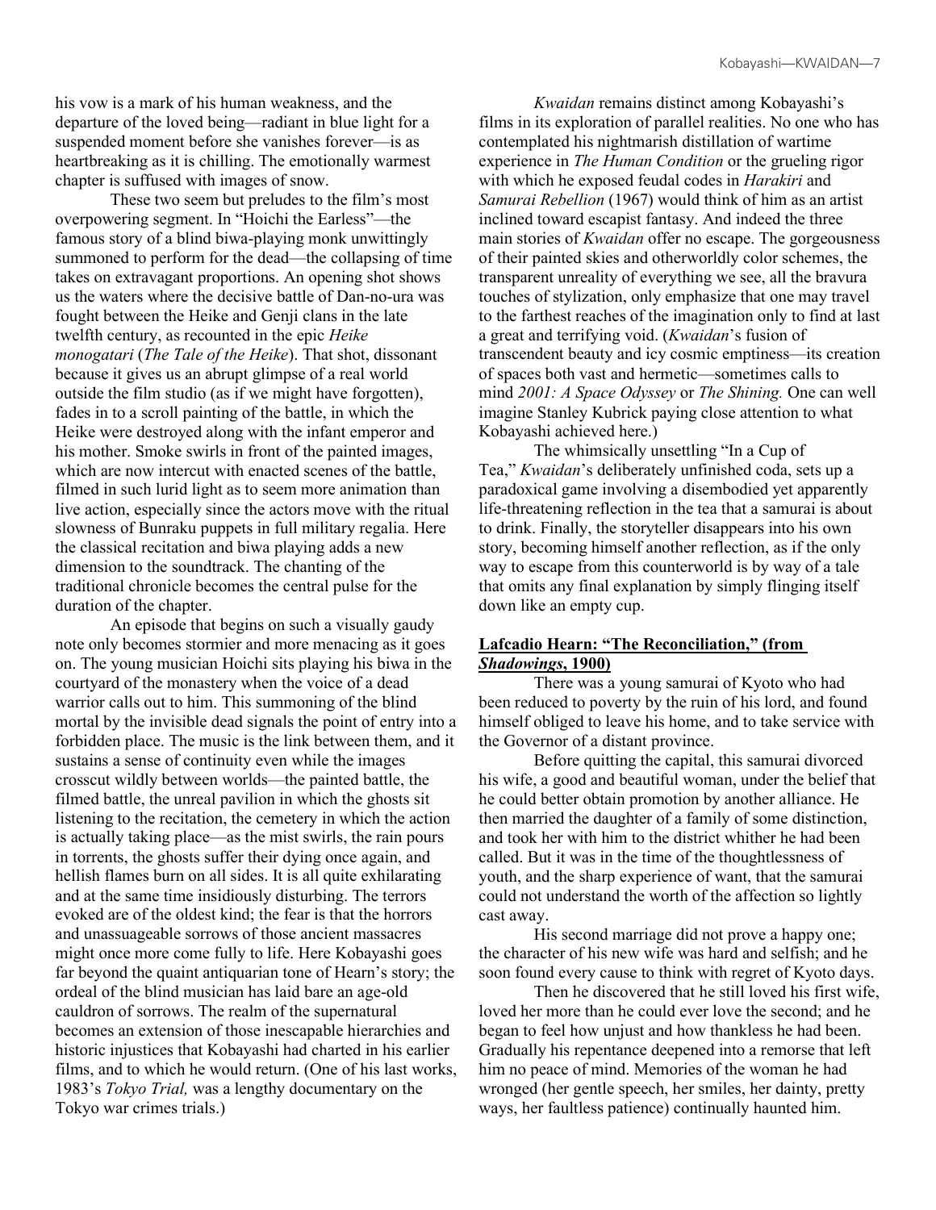his vow is a mark of his human weakness, and the departure of the loved being—radiant in blue light for a suspended moment before she vanishes forever—is as heartbreaking as it is chilling. The emotionally warmest chapter is suffused with images of snow.

These two seem but preludes to the film's most overpowering segment. In "Hoichi the Earless"—the famous story of a blind biwa-playing monk unwittingly summoned to perform for the dead—the collapsing of time takes on extravagant proportions. An opening shot shows us the waters where the decisive battle of Dan-no-ura was fought between the Heike and Genji clans in the late twelfth century, as recounted in the epic *Heike monogatari* (*The Tale of the Heike*). That shot, dissonant because it gives us an abrupt glimpse of a real world outside the film studio (as if we might have forgotten), fades in to a scroll painting of the battle, in which the Heike were destroyed along with the infant emperor and his mother. Smoke swirls in front of the painted images, which are now intercut with enacted scenes of the battle, filmed in such lurid light as to seem more animation than live action, especially since the actors move with the ritual slowness of Bunraku puppets in full military regalia. Here the classical recitation and biwa playing adds a new dimension to the soundtrack. The chanting of the traditional chronicle becomes the central pulse for the duration of the chapter.

An episode that begins on such a visually gaudy note only becomes stormier and more menacing as it goes on. The young musician Hoichi sits playing his biwa in the courtyard of the monastery when the voice of a dead warrior calls out to him. This summoning of the blind mortal by the invisible dead signals the point of entry into a forbidden place. The music is the link between them, and it sustains a sense of continuity even while the images crosscut wildly between worlds—the painted battle, the filmed battle, the unreal pavilion in which the ghosts sit listening to the recitation, the cemetery in which the action is actually taking place—as the mist swirls, the rain pours in torrents, the ghosts suffer their dying once again, and hellish flames burn on all sides. It is all quite exhilarating and at the same time insidiously disturbing. The terrors evoked are of the oldest kind; the fear is that the horrors and unassuageable sorrows of those ancient massacres might once more come fully to life. Here Kobayashi goes far beyond the quaint antiquarian tone of Hearn's story; the ordeal of the blind musician has laid bare an age-old cauldron of sorrows. The realm of the supernatural becomes an extension of those inescapable hierarchies and historic injustices that Kobayashi had charted in his earlier films, and to which he would return. (One of his last works, 1983's *Tokyo Trial,* was a lengthy documentary on the Tokyo war crimes trials.)

*Kwaidan* remains distinct among Kobayashi's films in its exploration of parallel realities. No one who has contemplated his nightmarish distillation of wartime experience in *The Human Condition* or the grueling rigor with which he exposed feudal codes in *Harakiri* and *Samurai Rebellion* (1967) would think of him as an artist inclined toward escapist fantasy. And indeed the three main stories of *Kwaidan* offer no escape. The gorgeousness of their painted skies and otherworldly color schemes, the transparent unreality of everything we see, all the bravura touches of stylization, only emphasize that one may travel to the farthest reaches of the imagination only to find at last a great and terrifying void. (*Kwaidan*'s fusion of transcendent beauty and icy cosmic emptiness—its creation of spaces both vast and hermetic—sometimes calls to mind *2001: A Space Odyssey* or *The Shining.* One can well imagine Stanley Kubrick paying close attention to what Kobayashi achieved here.)

The whimsically unsettling "In a Cup of Tea," *Kwaidan*'s deliberately unfinished coda, sets up a paradoxical game involving a disembodied yet apparently life-threatening reflection in the tea that a samurai is about to drink. Finally, the storyteller disappears into his own story, becoming himself another reflection, as if the only way to escape from this counterworld is by way of a tale that omits any final explanation by simply flinging itself down like an empty cup.

## **Lafcadio Hearn: "The Reconciliation," (from *Shadowings*, 1900)**

There was a young samurai of Kyoto who had been reduced to poverty by the ruin of his lord, and found himself obliged to leave his home, and to take service with the Governor of a distant province.

Before quitting the capital, this samurai divorced his wife, a good and beautiful woman, under the belief that he could better obtain promotion by another alliance. He then married the daughter of a family of some distinction, and took her with him to the district whither he had been called. But it was in the time of the thoughtlessness of youth, and the sharp experience of want, that the samurai could not understand the worth of the affection so lightly cast away.

His second marriage did not prove a happy one; the character of his new wife was hard and selfish; and he soon found every cause to think with regret of Kyoto days.

Then he discovered that he still loved his first wife, loved her more than he could ever love the second; and he began to feel how unjust and how thankless he had been. Gradually his repentance deepened into a remorse that left him no peace of mind. Memories of the woman he had wronged (her gentle speech, her smiles, her dainty, pretty ways, her faultless patience) continually haunted him.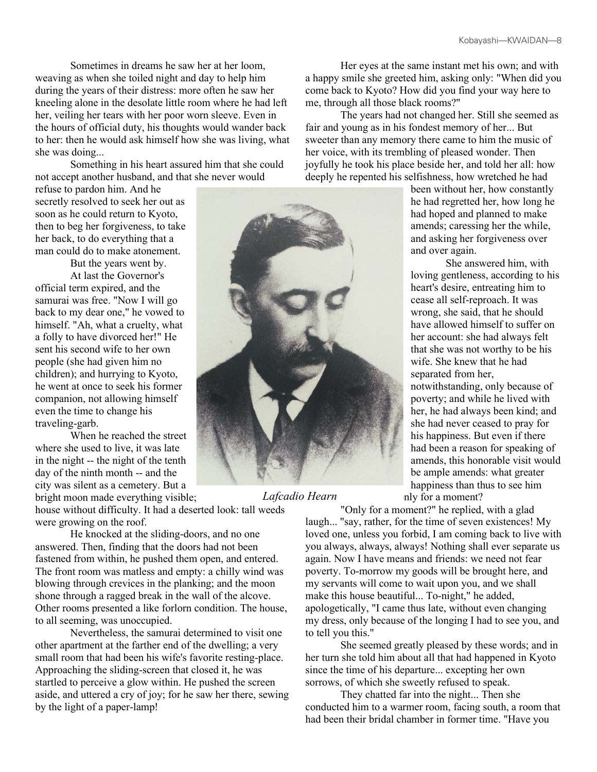Sometimes in dreams he saw her at her loom, weaving as when she toiled night and day to help him during the years of their distress: more often he saw her kneeling alone in the desolate little room where he had left her, veiling her tears with her poor worn sleeve. Even in the hours of official duty, his thoughts would wander back to her: then he would ask himself how she was living, what she was doing...

Something in his heart assured him that she could not accept another husband, and that she never would refuse to pardon him. And he secretly resolved to seek her out as soon as he could return to Kyoto, then to beg her forgiveness, to take her back, to do everything that a man could do to make atonement.

But the years went by.

At last the Governor's official term expired, and the samurai was free. "Now I will go back to my dear one," he vowed to himself. "Ah, what a cruelty, what a folly to have divorced her!" He sent his second wife to her own people (she had given him no children); and hurrying to Kyoto, he went at once to seek his former companion, not allowing himself even the time to change his traveling-garb.

When he reached the street where she used to live, it was late in the night -- the night of the tenth day of the ninth month -- and the city was silent as a cemetery. But a bright moon made everything visible; house without difficulty. It had a deserted look: tall weeds were growing on the roof.

*Lafcadio Hearn*

He knocked at the sliding-doors, and no one answered. Then, finding that the doors had not been fastened from within, he pushed them open, and entered. The front room was matless and empty: a chilly wind was blowing through crevices in the planking; and the moon shone through a ragged break in the wall of the alcove. Other rooms presented a like forlorn condition. The house, to all seeming, was unoccupied.

Nevertheless, the samurai determined to visit one other apartment at the farther end of the dwelling; a very small room that had been his wife's favorite resting-place. Approaching the sliding-screen that closed it, he was startled to perceive a glow within. He pushed the screen aside, and uttered a cry of joy; for he saw her there, sewing by the light of a paper-lamp!

Her eyes at the same instant met his own; and with a happy smile she greeted him, asking only: "When did you come back to Kyoto? How did you find your way here to me, through all those black rooms?"

The years had not changed her. Still she seemed as fair and young as in his fondest memory of her... But sweeter than any memory there came to him the music of her voice, with its trembling of pleased wonder. Then joyfully he took his place beside her, and told her all: how deeply he repented his selfishness, how wretched he had been without her, how constantly he had regretted her, how long he had hoped and planned to make amends; caressing her the while, and asking her forgiveness over and over again.

She answered him, with loving gentleness, according to his heart's desire, entreating him to cease all self-reproach. It was wrong, she said, that he should have allowed himself to suffer on her account: she had always felt that she was not worthy to be his wife. She knew that he had separated from her, notwithstanding, only because of poverty; and while he lived with her, he had always been kind; and she had never ceased to pray for his happiness. But even if there had been a reason for speaking of amends, this honorable visit would be ample amends: what greater happiness than thus to see him nly for a moment?

"Only for a moment?" he replied, with a glad laugh... "say, rather, for the time of seven existences! My loved one, unless you forbid, I am coming back to live with you always, always, always! Nothing shall ever separate us again. Now I have means and friends: we need not fear poverty. To-morrow my goods will be brought here, and my servants will come to wait upon you, and we shall make this house beautiful... To-night," he added, apologetically, "I came thus late, without even changing my dress, only because of the longing I had to see you, and to tell you this."

She seemed greatly pleased by these words; and in her turn she told him about all that had happened in Kyoto since the time of his departure... excepting her own sorrows, of which she sweetly refused to speak.

They chatted far into the night... Then she conducted him to a warmer room, facing south, a room that had been their bridal chamber in former time. "Have you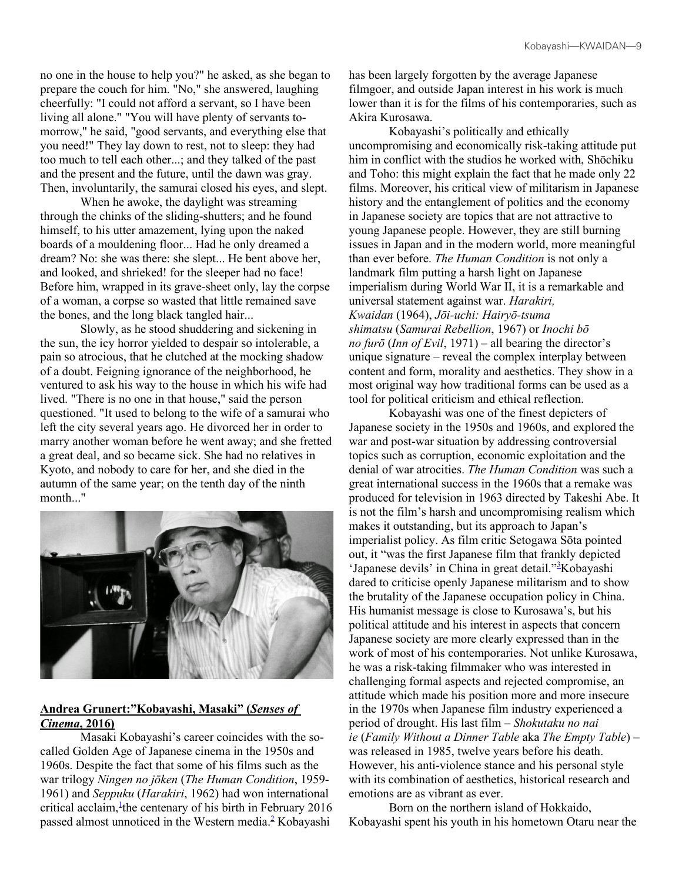no one in the house to help you?" he asked, as she began to prepare the couch for him. "No," she answered, laughing cheerfully: "I could not afford a servant, so I have been living all alone." "You will have plenty of servants to-morrow," he said, "good servants, and everything else that you need!" They lay down to rest, not to sleep: they had too much to tell each other...; and they talked of the past and the present and the future, until the dawn was gray. Then, involuntarily, the samurai closed his eyes, and slept.

When he awoke, the daylight was streaming through the chinks of the sliding-shutters; and he found himself, to his utter amazement, lying upon the naked boards of a mouldening floor... Had he only dreamed a dream? No: she was there: she slept... He bent above her, and looked, and shrieked! for the sleeper had no face! Before him, wrapped in its grave-sheet only, lay the corpse of a woman, a corpse so wasted that little remained save the bones, and the long black tangled hair...

Slowly, as he stood shuddering and sickening in the sun, the icy horror yielded to despair so intolerable, a pain so atrocious, that he clutched at the mocking shadow of a doubt. Feigning ignorance of the neighborhood, he ventured to ask his way to the house in which his wife had lived. "There is no one in that house," said the person questioned. "It used to belong to the wife of a samurai who left the city several years ago. He divorced her in order to marry another woman before he went away; and she fretted a great deal, and so became sick. She had no relatives in Kyoto, and nobody to care for her, and she died in the autumn of the same year; on the tenth day of the ninth month..."

**Andrea Grunert:"Kobayashi, Masaki" (*Senses of Cinema*, 2016)**

Masaki Kobayashi's career coincides with the so-called Golden Age of Japanese cinema in the 1950s and 1960s. Despite the fact that some of his films such as the war trilogy *Ningen no jōken* (*The Human Condition*, 1959-1961) and *Seppuku* (*Harakiri*, 1962) had won international critical acclaim,[1] the centenary of his birth in February 2016 passed almost unnoticed in the Western media.[2] Kobayashi has been largely forgotten by the average Japanese filmgoer, and outside Japan interest in his work is much lower than it is for the films of his contemporaries, such as Akira Kurosawa.

Kobayashi's politically and ethically uncompromising and economically risk-taking attitude put him in conflict with the studios he worked with, Shōchiku and Toho: this might explain the fact that he made only 22 films. Moreover, his critical view of militarism in Japanese history and the entanglement of politics and the economy in Japanese society are topics that are not attractive to young Japanese people. However, they are still burning issues in Japan and in the modern world, more meaningful than ever before. *The Human Condition* is not only a landmark film putting a harsh light on Japanese imperialism during World War II, it is a remarkable and universal statement against war. *Harakiri, Kwaidan* (1964), *Jōi-uchi: Hairyō-tsuma shimatsu* (*Samurai Rebellion*, 1967) or *Inochi bō no furō* (*Inn of Evil*, 1971) – all bearing the director's unique signature – reveal the complex interplay between content and form, morality and aesthetics. They show in a most original way how traditional forms can be used as a tool for political criticism and ethical reflection.

Kobayashi was one of the finest depicters of Japanese society in the 1950s and 1960s, and explored the war and post-war situation by addressing controversial topics such as corruption, economic exploitation and the denial of war atrocities. *The Human Condition* was such a great international success in the 1960s that a remake was produced for television in 1963 directed by Takeshi Abe. It is not the film's harsh and uncompromising realism which makes it outstanding, but its approach to Japan's imperialist policy. As film critic Setogawa Sōta pointed out, it "was the first Japanese film that frankly depicted 'Japanese devils' in China in great detail."[3] Kobayashi dared to criticise openly Japanese militarism and to show the brutality of the Japanese occupation policy in China. His humanist message is close to Kurosawa's, but his political attitude and his interest in aspects that concern Japanese society are more clearly expressed than in the work of most of his contemporaries. Not unlike Kurosawa, he was a risk-taking filmmaker who was interested in challenging formal aspects and rejected compromise, an attitude which made his position more and more insecure in the 1970s when Japanese film industry experienced a period of drought. His last film – *Shokutaku no nai ie* (*Family Without a Dinner Table* aka *The Empty Table*) – was released in 1985, twelve years before his death. However, his anti-violence stance and his personal style with its combination of aesthetics, historical research and emotions are as vibrant as ever.

Born on the northern island of Hokkaido, Kobayashi spent his youth in his hometown Otaru near the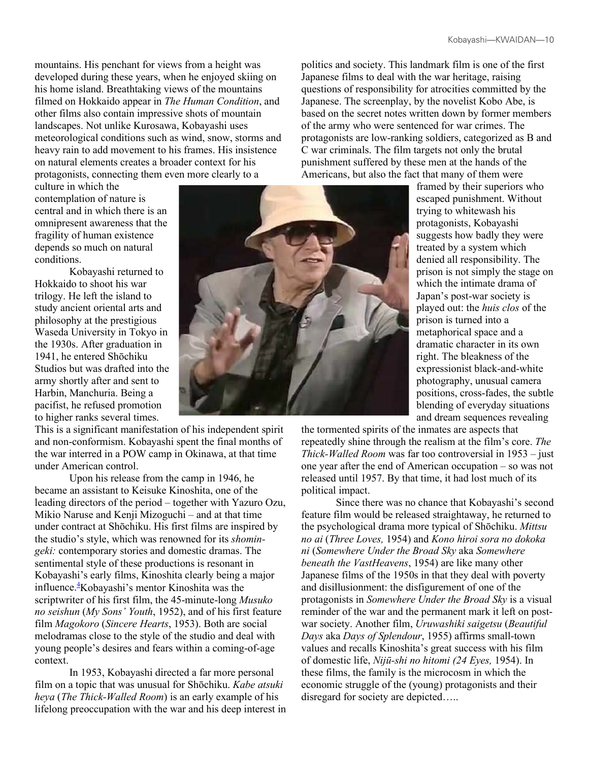mountains. His penchant for views from a height was developed during these years, when he enjoyed skiing on his home island. Breathtaking views of the mountains filmed on Hokkaido appear in *The Human Condition*, and other films also contain impressive shots of mountain landscapes. Not unlike Kurosawa, Kobayashi uses meteorological conditions such as wind, snow, storms and heavy rain to add movement to his frames. His insistence on natural elements creates a broader context for his protagonists, connecting them even more clearly to a culture in which the contemplation of nature is central and in which there is an omnipresent awareness that the fragility of human existence depends so much on natural conditions.

Kobayashi returned to Hokkaido to shoot his war trilogy. He left the island to study ancient oriental arts and philosophy at the prestigious Waseda University in Tokyo in the 1930s. After graduation in 1941, he entered Shōchiku Studios but was drafted into the army shortly after and sent to Harbin, Manchuria. Being a pacifist, he refused promotion to higher ranks several times. This is a significant manifestation of his independent spirit and non-conformism. Kobayashi spent the final months of the war interred in a POW camp in Okinawa, at that time under American control.

Upon his release from the camp in 1946, he became an assistant to Keisuke Kinoshita, one of the leading directors of the period – together with Yazuro Ozu, Mikio Naruse and Kenji Mizoguchi – and at that time under contract at Shōchiku. His first films are inspired by the studio's style, which was renowned for its *shomin-geki:* contemporary stories and domestic dramas. The sentimental style of these productions is resonant in Kobayashi's early films, Kinoshita clearly being a major influence.[4] Kobayashi's mentor Kinoshita was the scriptwriter of his first film, the 45-minute-long *Musuko no seishun* (*My Sons' Youth*, 1952), and of his first feature film *Magokoro* (*Sincere Hearts*, 1953). Both are social melodramas close to the style of the studio and deal with young people's desires and fears within a coming-of-age context.

In 1953, Kobayashi directed a far more personal film on a topic that was unusual for Shōchiku. *Kabe atsuki heya* (*The Thick-Walled Room*) is an early example of his lifelong preoccupation with the war and his deep interest in politics and society. This landmark film is one of the first Japanese films to deal with the war heritage, raising questions of responsibility for atrocities committed by the Japanese. The screenplay, by the novelist Kobo Abe, is based on the secret notes written down by former members of the army who were sentenced for war crimes. The protagonists are low-ranking soldiers, categorized as B and C war criminals. The film targets not only the brutal punishment suffered by these men at the hands of the Americans, but also the fact that many of them were framed by their superiors who escaped punishment. Without trying to whitewash his protagonists, Kobayashi suggests how badly they were treated by a system which denied all responsibility. The prison is not simply the stage on which the intimate drama of Japan's post-war society is played out: the *huis clos* of the prison is turned into a metaphorical space and a dramatic character in its own right. The bleakness of the expressionist black-and-white photography, unusual camera positions, cross-fades, the subtle blending of everyday situations and dream sequences revealing the tormented spirits of the inmates are aspects that repeatedly shine through the realism at the film's core. *The Thick-Walled Room* was far too controversial in 1953 – just one year after the end of American occupation – so was not released until 1957. By that time, it had lost much of its political impact.

Since there was no chance that Kobayashi's second feature film would be released straightaway, he returned to the psychological drama more typical of Shōchiku. *Mittsu no ai* (*Three Loves,* 1954) and *Kono hiroi sora no dokoka ni* (*Somewhere Under the Broad Sky* aka *Somewhere beneath the VastHeavens*, 1954) are like many other Japanese films of the 1950s in that they deal with poverty and disillusionment: the disfigurement of one of the protagonists in *Somewhere Under the Broad Sky* is a visual reminder of the war and the permanent mark it left on post-war society. Another film, *Uruwashiki saigetsu* (*Beautiful Days* aka *Days of Splendour*, 1955) affirms small-town values and recalls Kinoshita's great success with his film of domestic life, *Nijū-shi no hitomi (24 Eyes,* 1954). In these films, the family is the microcosm in which the economic struggle of the (young) protagonists and their disregard for society are depicted…..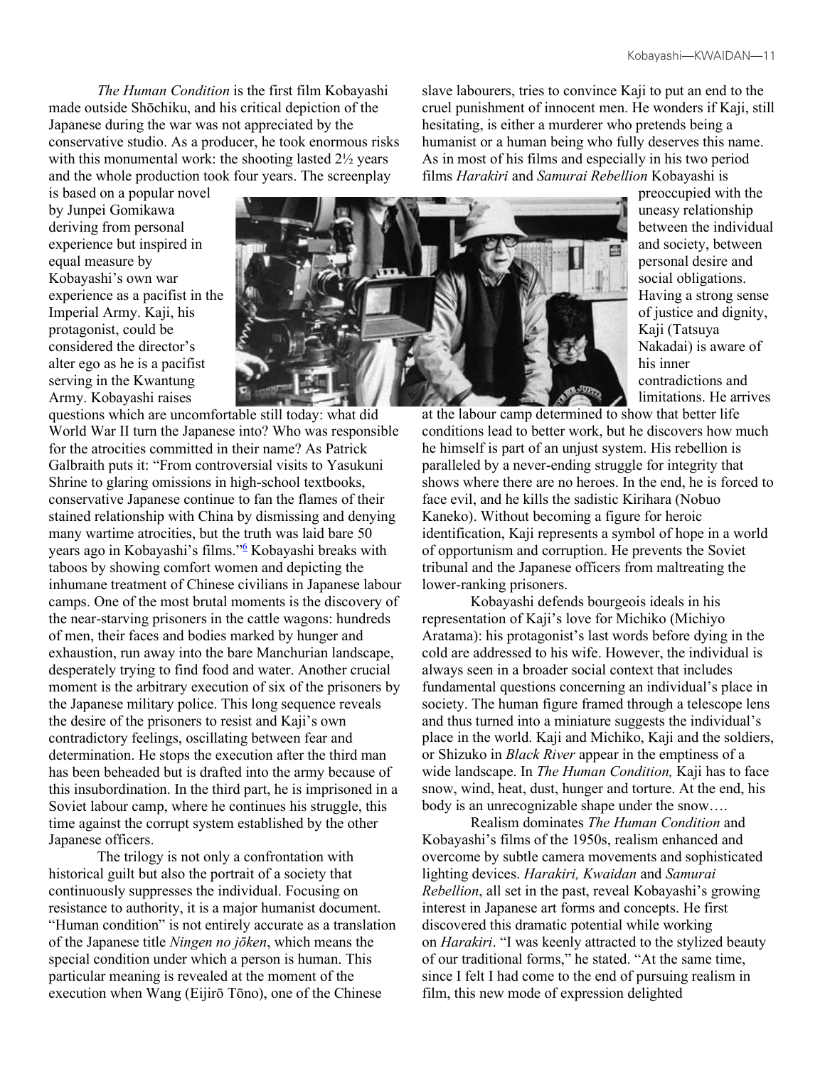*The Human Condition* is the first film Kobayashi made outside Shōchiku, and his critical depiction of the Japanese during the war was not appreciated by the conservative studio. As a producer, he took enormous risks with this monumental work: the shooting lasted 2½ years and the whole production took four years. The screenplay is based on a popular novel by Junpei Gomikawa deriving from personal experience but inspired in equal measure by Kobayashi's own war experience as a pacifist in the Imperial Army. Kaji, his protagonist, could be considered the director's alter ego as he is a pacifist serving in the Kwantung Army. Kobayashi raises questions which are uncomfortable still today: what did World War II turn the Japanese into? Who was responsible for the atrocities committed in their name? As Patrick Galbraith puts it: "From controversial visits to Yasukuni Shrine to glaring omissions in high-school textbooks, conservative Japanese continue to fan the flames of their stained relationship with China by dismissing and denying many wartime atrocities, but the truth was laid bare 50 years ago in Kobayashi's films."[6] Kobayashi breaks with taboos by showing comfort women and depicting the inhumane treatment of Chinese civilians in Japanese labour camps. One of the most brutal moments is the discovery of the near-starving prisoners in the cattle wagons: hundreds of men, their faces and bodies marked by hunger and exhaustion, run away into the bare Manchurian landscape, desperately trying to find food and water. Another crucial moment is the arbitrary execution of six of the prisoners by the Japanese military police. This long sequence reveals the desire of the prisoners to resist and Kaji's own contradictory feelings, oscillating between fear and determination. He stops the execution after the third man has been beheaded but is drafted into the army because of this insubordination. In the third part, he is imprisoned in a Soviet labour camp, where he continues his struggle, this time against the corrupt system established by the other Japanese officers.

The trilogy is not only a confrontation with historical guilt but also the portrait of a society that continuously suppresses the individual. Focusing on resistance to authority, it is a major humanist document. "Human condition" is not entirely accurate as a translation of the Japanese title *Ningen no jōken*, which means the special condition under which a person is human. This particular meaning is revealed at the moment of the execution when Wang (Eijirō Tōno), one of the Chinese slave labourers, tries to convince Kaji to put an end to the cruel punishment of innocent men. He wonders if Kaji, still hesitating, is either a murderer who pretends being a humanist or a human being who fully deserves this name. As in most of his films and especially in his two period films *Harakiri* and *Samurai Rebellion* Kobayashi is preoccupied with the uneasy relationship between the individual and society, between personal desire and social obligations. Having a strong sense of justice and dignity, Kaji (Tatsuya Nakadai) is aware of his inner contradictions and limitations. He arrives at the labour camp determined to show that better life conditions lead to better work, but he discovers how much he himself is part of an unjust system. His rebellion is paralleled by a never-ending struggle for integrity that shows where there are no heroes. In the end, he is forced to face evil, and he kills the sadistic Kirihara (Nobuo Kaneko). Without becoming a figure for heroic identification, Kaji represents a symbol of hope in a world of opportunism and corruption. He prevents the Soviet tribunal and the Japanese officers from maltreating the lower-ranking prisoners.

Kobayashi defends bourgeois ideals in his representation of Kaji's love for Michiko (Michiyo Aratama): his protagonist's last words before dying in the cold are addressed to his wife. However, the individual is always seen in a broader social context that includes fundamental questions concerning an individual's place in society. The human figure framed through a telescope lens and thus turned into a miniature suggests the individual's place in the world. Kaji and Michiko, Kaji and the soldiers, or Shizuko in *Black River* appear in the emptiness of a wide landscape. In *The Human Condition,* Kaji has to face snow, wind, heat, dust, hunger and torture. At the end, his body is an unrecognizable shape under the snow….

Realism dominates *The Human Condition* and Kobayashi's films of the 1950s, realism enhanced and overcome by subtle camera movements and sophisticated lighting devices. *Harakiri, Kwaidan* and *Samurai Rebellion*, all set in the past, reveal Kobayashi's growing interest in Japanese art forms and concepts. He first discovered this dramatic potential while working on *Harakiri*. "I was keenly attracted to the stylized beauty of our traditional forms," he stated. "At the same time, since I felt I had come to the end of pursuing realism in film, this new mode of expression delighted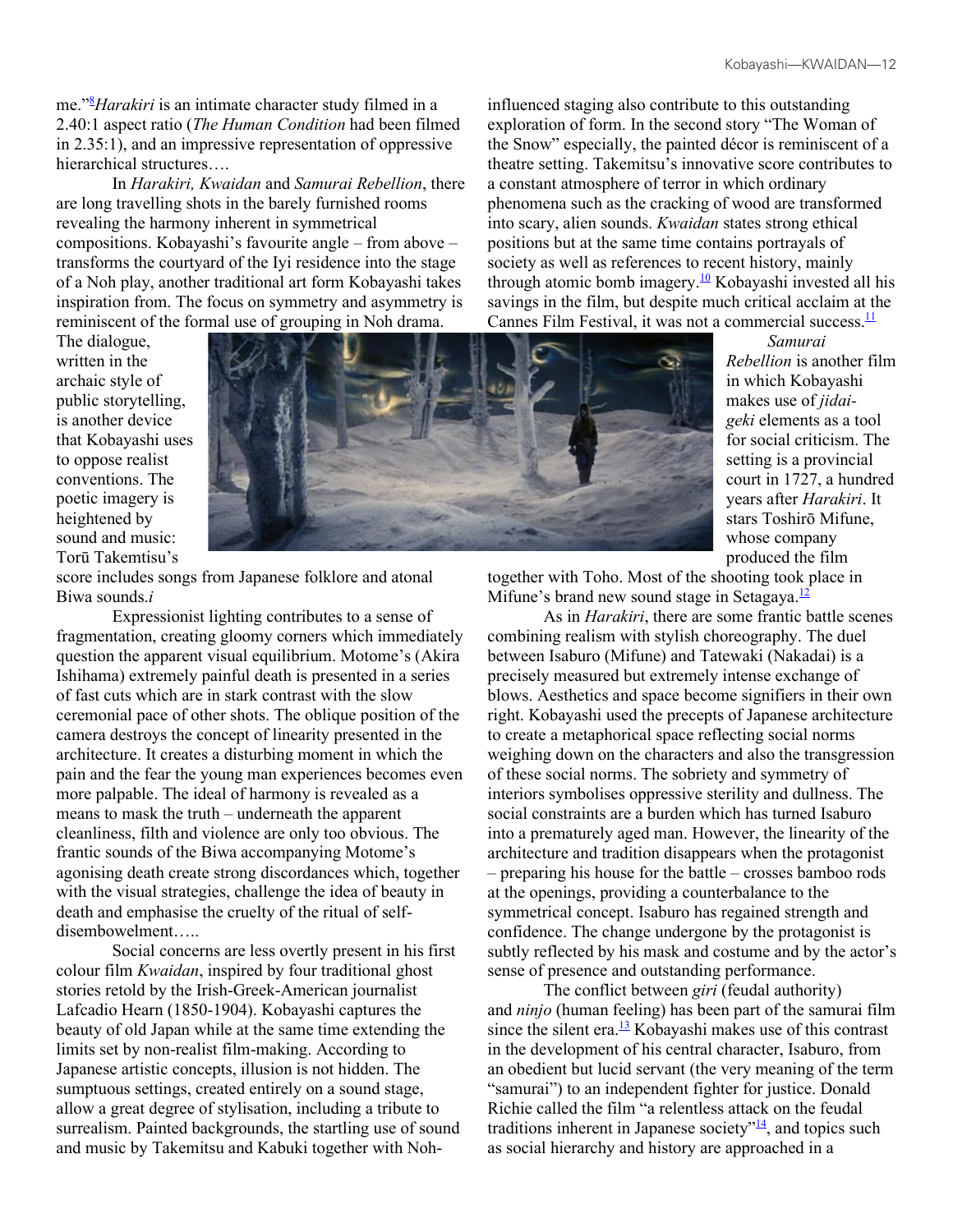me."[8] *Harakiri* is an intimate character study filmed in a 2.40:1 aspect ratio (*The Human Condition* had been filmed in 2.35:1), and an impressive representation of oppressive hierarchical structures….

In *Harakiri, Kwaidan* and *Samurai Rebellion*, there are long travelling shots in the barely furnished rooms revealing the harmony inherent in symmetrical compositions. Kobayashi's favourite angle – from above – transforms the courtyard of the Iyi residence into the stage of a Noh play, another traditional art form Kobayashi takes inspiration from. The focus on symmetry and asymmetry is reminiscent of the formal use of grouping in Noh drama. The dialogue, written in the archaic style of public storytelling, is another device that Kobayashi uses to oppose realist conventions. The poetic imagery is heightened by sound and music: Torū Takemitsu's score includes songs from Japanese folklore and atonal Biwa sounds.*i*

Expressionist lighting contributes to a sense of fragmentation, creating gloomy corners which immediately question the apparent visual equilibrium. Motome's (Akira Ishihama) extremely painful death is presented in a series of fast cuts which are in stark contrast with the slow ceremonial pace of other shots. The oblique position of the camera destroys the concept of linearity presented in the architecture. It creates a disturbing moment in which the pain and the fear the young man experiences becomes even more palpable. The ideal of harmony is revealed as a means to mask the truth – underneath the apparent cleanliness, filth and violence are only too obvious. The frantic sounds of the Biwa accompanying Motome's agonising death create strong discordances which, together with the visual strategies, challenge the idea of beauty in death and emphasise the cruelty of the ritual of self-disembowelment…..

Social concerns are less overtly present in his first colour film *Kwaidan*, inspired by four traditional ghost stories retold by the Irish-Greek-American journalist Lafcadio Hearn (1850-1904). Kobayashi captures the beauty of old Japan while at the same time extending the limits set by non-realist film-making. According to Japanese artistic concepts, illusion is not hidden. The sumptuous settings, created entirely on a sound stage, allow a great degree of stylisation, including a tribute to surrealism. Painted backgrounds, the startling use of sound and music by Takemitsu and Kabuki together with Noh-influenced staging also contribute to this outstanding exploration of form. In the second story "The Woman of the Snow" especially, the painted décor is reminiscent of a theatre setting. Takemitsu's innovative score contributes to a constant atmosphere of terror in which ordinary phenomena such as the cracking of wood are transformed into scary, alien sounds. *Kwaidan* states strong ethical positions but at the same time contains portrayals of society as well as references to recent history, mainly through atomic bomb imagery.[10] Kobayashi invested all his savings in the film, but despite much critical acclaim at the Cannes Film Festival, it was not a commercial success.[11]

*Samurai Rebellion* is another film in which Kobayashi makes use of *jidai-geki* elements as a tool for social criticism. The setting is a provincial court in 1727, a hundred years after *Harakiri*. It stars Toshirō Mifune, whose company produced the film together with Toho. Most of the shooting took place in Mifune's brand new sound stage in Setagaya.[12]

As in *Harakiri*, there are some frantic battle scenes combining realism with stylish choreography. The duel between Isaburo (Mifune) and Tatewaki (Nakadai) is a precisely measured but extremely intense exchange of blows. Aesthetics and space become signifiers in their own right. Kobayashi used the precepts of Japanese architecture to create a metaphorical space reflecting social norms weighing down on the characters and also the transgression of these social norms. The sobriety and symmetry of interiors symbolises oppressive sterility and dullness. The social constraints are a burden which has turned Isaburo into a prematurely aged man. However, the linearity of the architecture and tradition disappears when the protagonist – preparing his house for the battle – crosses bamboo rods at the openings, providing a counterbalance to the symmetrical concept. Isaburo has regained strength and confidence. The change undergone by the protagonist is subtly reflected by his mask and costume and by the actor's sense of presence and outstanding performance.

The conflict between *giri* (feudal authority) and *ninjo* (human feeling) has been part of the samurai film since the silent era.[13] Kobayashi makes use of this contrast in the development of his central character, Isaburo, from an obedient but lucid servant (the very meaning of the term "samurai") to an independent fighter for justice. Donald Richie called the film "a relentless attack on the feudal traditions inherent in Japanese society"[14], and topics such as social hierarchy and history are approached in a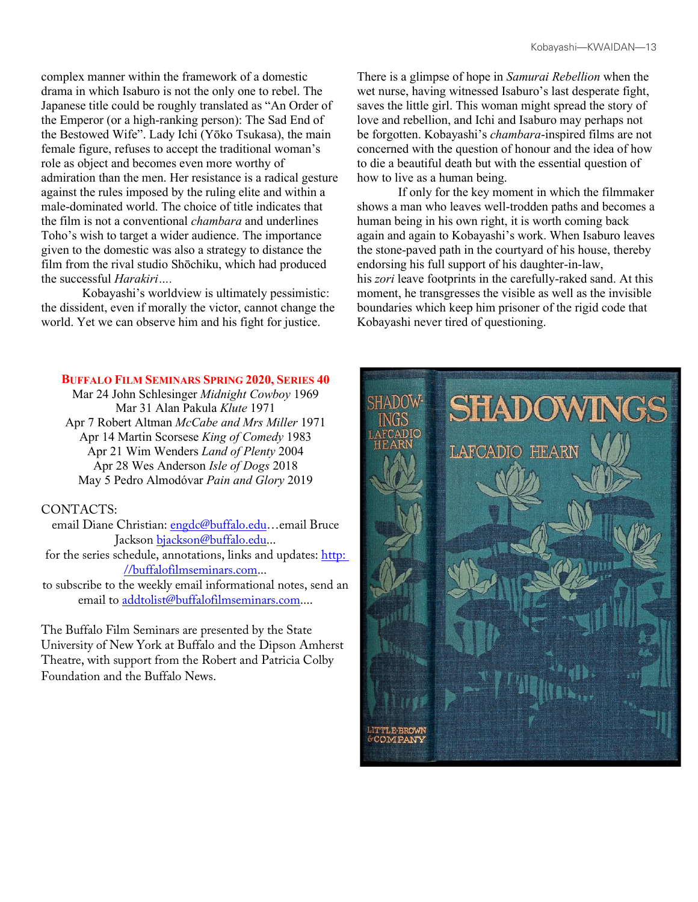complex manner within the framework of a domestic drama in which Isaburo is not the only one to rebel. The Japanese title could be roughly translated as "An Order of the Emperor (or a high-ranking person): The Sad End of the Bestowed Wife". Lady Ichi (Yōko Tsukasa), the main female figure, refuses to accept the traditional woman's role as object and becomes even more worthy of admiration than the men. Her resistance is a radical gesture against the rules imposed by the ruling elite and within a male-dominated world. The choice of title indicates that the film is not a conventional *chambara* and underlines Toho's wish to target a wider audience. The importance given to the domestic was also a strategy to distance the film from the rival studio Shōchiku, which had produced the successful *Harakiri*….

Kobayashi's worldview is ultimately pessimistic: the dissident, even if morally the victor, cannot change the world. Yet we can observe him and his fight for justice. There is a glimpse of hope in *Samurai Rebellion* when the wet nurse, having witnessed Isaburo's last desperate fight, saves the little girl. This woman might spread the story of love and rebellion, and Ichi and Isaburo may perhaps not be forgotten. Kobayashi's *chambara*-inspired films are not concerned with the question of honour and the idea of how to die a beautiful death but with the essential question of how to live as a human being.

If only for the key moment in which the filmmaker shows a man who leaves well-trodden paths and becomes a human being in his own right, it is worth coming back again and again to Kobayashi's work. When Isaburo leaves the stone-paved path in the courtyard of his house, thereby endorsing his full support of his daughter-in-law, his *zori* leave footprints in the carefully-raked sand. At this moment, he transgresses the visible as well as the invisible boundaries which keep him prisoner of the rigid code that Kobayashi never tired of questioning.

**BUFFALO FILM SEMINARS SPRING 2020, SERIES 40**

Mar 24 John Schlesinger *Midnight Cowboy* 1969
Mar 31 Alan Pakula *Klute* 1971
Apr 7 Robert Altman *McCabe and Mrs Miller* 1971
Apr 14 Martin Scorsese *King of Comedy* 1983
Apr 21 Wim Wenders *Land of Plenty* 2004
Apr 28 Wes Anderson *Isle of Dogs* 2018
May 5 Pedro Almodóvar *Pain and Glory* 2019

CONTACTS:
email Diane Christian: engdc@buffalo.edu…email Bruce Jackson bjackson@buffalo.edu...
for the series schedule, annotations, links and updates: http://buffalofilmseminars.com...
to subscribe to the weekly email informational notes, send an email to addtolist@buffalofilmseminars.com....

The Buffalo Film Seminars are presented by the State University of New York at Buffalo and the Dipson Amherst Theatre, with support from the Robert and Patricia Colby Foundation and the Buffalo News.